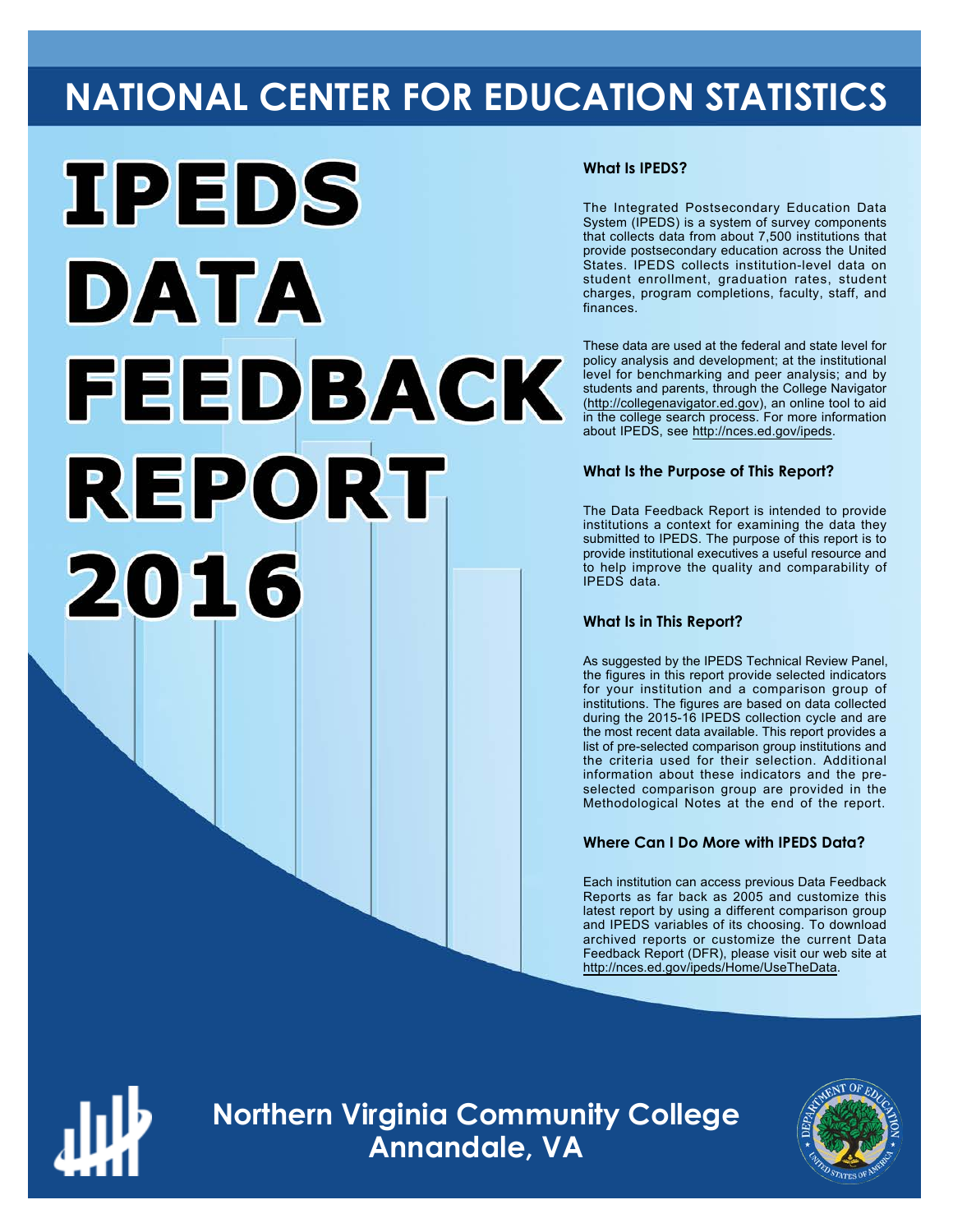# NATIONAL CENTER FOR EDUCATION STATISTICS

# IPEDS DATA FEEDBACK REPORT 2016

### What Is IPEDS?

The Integrated Postsecondary Education Data System (IPEDS) is a system of survey components that collects data from about 7,500 institutions that provide postsecondary education across the United States. IPEDS collects institution-level data on student enrollment, graduation rates, student charges, program completions, faculty, staff, and finances.

These data are used at the federal and state level for policy analysis and development; at the institutional level for benchmarking and peer analysis; and by students and parents, through the College Navigator (http://collegenavigator.ed.gov), an online tool to aid in the college search process. For more information about IPEDS, see http://nces.ed.gov/ipeds.

### What Is the Purpose of This Report?

The Data Feedback Report is intended to provide institutions a context for examining the data they submitted to IPEDS. The purpose of this report is to provide institutional executives a useful resource and to help improve the quality and comparability of IPEDS data.

### What Is in This Report?

As suggested by the IPEDS Technical Review Panel, the figures in this report provide selected indicators for your institution and a comparison group of institutions. The figures are based on data collected during the 2015-16 IPEDS collection cycle and are the most recent data available. This report provides a list of pre-selected comparison group institutions and the criteria used for their selection. Additional information about these indicators and the pre-selected comparison group are provided in the Methodological Notes at the end of the report.

### Where Can I Do More with IPEDS Data?

Each institution can access previous Data Feedback Reports as far back as 2005 and customize this latest report by using a different comparison group and IPEDS variables of its choosing. To download archived reports or customize the current Data Feedback Report (DFR), please visit our web site at http://nces.ed.gov/ipeds/Home/UseTheData.

## Northern Virginia Community College
## Annandale, VA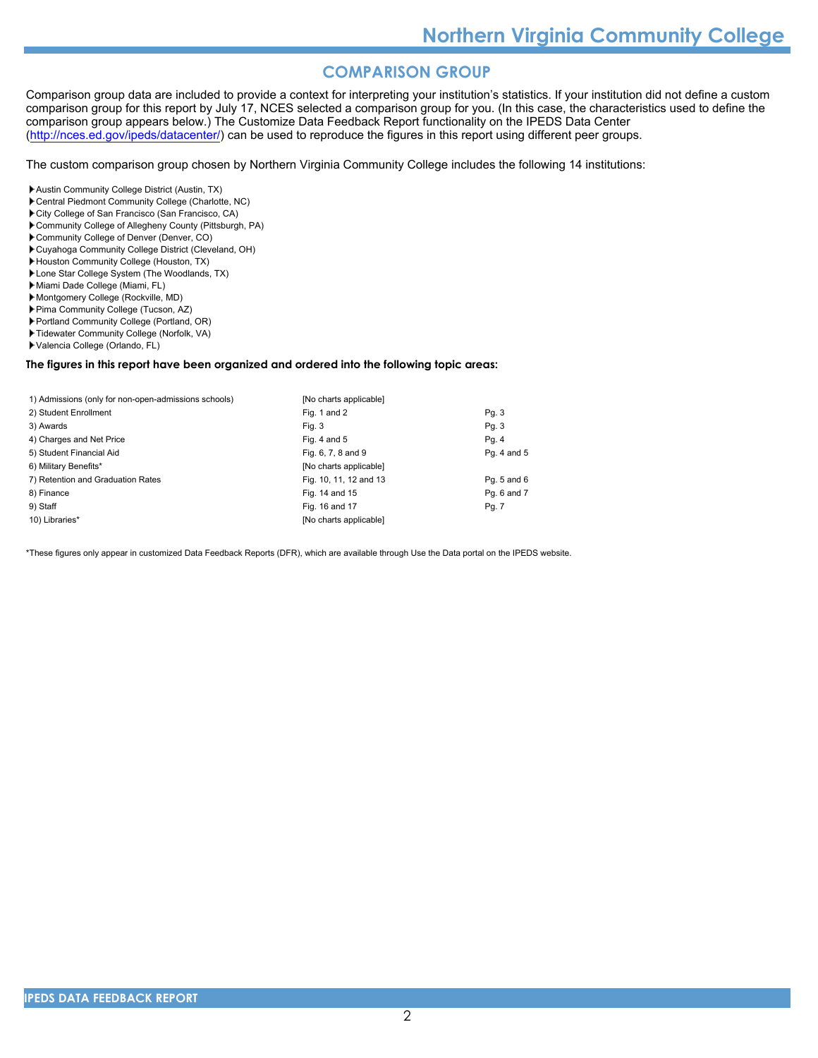## COMPARISON GROUP

Comparison group data are included to provide a context for interpreting your institution's statistics. If your institution did not define a custom comparison group for this report by July 17, NCES selected a comparison group for you. (In this case, the characteristics used to define the comparison group appears below.) The Customize Data Feedback Report functionality on the IPEDS Data Center (http://nces.ed.gov/ipeds/datacenter/) can be used to reproduce the figures in this report using different peer groups.

The custom comparison group chosen by Northern Virginia Community College includes the following 14 institutions:

- Austin Community College District (Austin, TX)
- Central Piedmont Community College (Charlotte, NC)
- City College of San Francisco (San Francisco, CA)
- Community College of Allegheny County (Pittsburgh, PA)
- Community College of Denver (Denver, CO)
- Cuyahoga Community College District (Cleveland, OH)
- Houston Community College (Houston, TX)
- Lone Star College System (The Woodlands, TX)
- Miami Dade College (Miami, FL)
- Montgomery College (Rockville, MD)
- Pima Community College (Tucson, AZ)
- Portland Community College (Portland, OR)
- Tidewater Community College (Norfolk, VA)
- Valencia College (Orlando, FL)

**The figures in this report have been organized and ordered into the following topic areas:**

| Topic area | Figures | Pages |
|---|---|---|
| 1) Admissions (only for non-open-admissions schools) | [No charts applicable] | |
| 2) Student Enrollment | Fig. 1 and 2 | Pg. 3 |
| 3) Awards | Fig. 3 | Pg. 3 |
| 4) Charges and Net Price | Fig. 4 and 5 | Pg. 4 |
| 5) Student Financial Aid | Fig. 6, 7, 8 and 9 | Pg. 4 and 5 |
| 6) Military Benefits* | [No charts applicable] | |
| 7) Retention and Graduation Rates | Fig. 10, 11, 12 and 13 | Pg. 5 and 6 |
| 8) Finance | Fig. 14 and 15 | Pg. 6 and 7 |
| 9) Staff | Fig. 16 and 17 | Pg. 7 |
| 10) Libraries* | [No charts applicable] | |

*These figures only appear in customized Data Feedback Reports (DFR), which are available through Use the Data portal on the IPEDS website.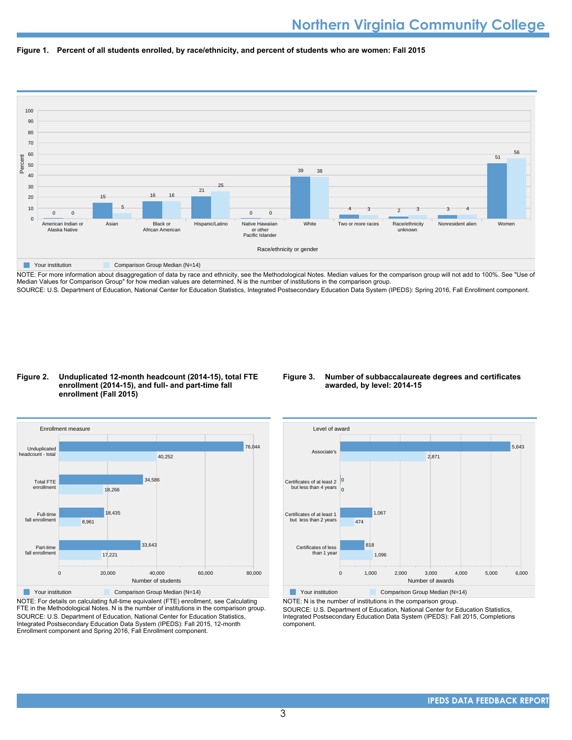**Figure 1. Percent of all students enrolled, by race/ethnicity, and percent of students who are women: Fall 2015**

| Race/ethnicity or gender | Your institution | Comparison Group Median (N=14) |
|---|---|---|
| American Indian or Alaska Native | 0 | 0 |
| Asian | 15 | 5 |
| Black or African American | 16 | 16 |
| Hispanic/Latino | 21 | 25 |
| Native Hawaiian or other Pacific Islander | 0 | 0 |
| White | 39 | 38 |
| Two or more races | 4 | 3 |
| Race/ethnicity unknown | 2 | 3 |
| Nonresident alien | 3 | 4 |
| Women | 51 | 56 |

NOTE: For more information about disaggregation of data by race and ethnicity, see the Methodological Notes. Median values for the comparison group will not add to 100%. See "Use of Median Values for Comparison Group" for how median values are determined. N is the number of institutions in the comparison group.
SOURCE: U.S. Department of Education, National Center for Education Statistics, Integrated Postsecondary Education Data System (IPEDS): Spring 2016, Fall Enrollment component.

**Figure 2. Unduplicated 12-month headcount (2014-15), total FTE enrollment (2014-15), and full- and part-time fall enrollment (Fall 2015)**

| Enrollment measure | Your institution | Comparison Group Median (N=14) |
|---|---|---|
| Unduplicated headcount - total | 76,044 | 40,252 |
| Total FTE enrollment | 34,586 | 18,266 |
| Full-time fall enrollment | 18,435 | 8,961 |
| Part-time fall enrollment | 33,643 | 17,221 |

NOTE: For details on calculating full-time equivalent (FTE) enrollment, see Calculating FTE in the Methodological Notes. N is the number of institutions in the comparison group.
SOURCE: U.S. Department of Education, National Center for Education Statistics, Integrated Postsecondary Education Data System (IPEDS): Fall 2015, 12-month Enrollment component and Spring 2016, Fall Enrollment component.

**Figure 3. Number of subbaccalaureate degrees and certificates awarded, by level: 2014-15**

| Level of award | Your institution | Comparison Group Median (N=14) |
|---|---|---|
| Associate's | 5,643 | 2,871 |
| Certificates of at least 2 but less than 4 years | 0 | 0 |
| Certificates of at least 1 but less than 2 years | 1,067 | 474 |
| Certificates of less than 1 year | 818 | 1,096 |

NOTE: N is the number of institutions in the comparison group.
SOURCE: U.S. Department of Education, National Center for Education Statistics, Integrated Postsecondary Education Data System (IPEDS): Fall 2015, Completions component.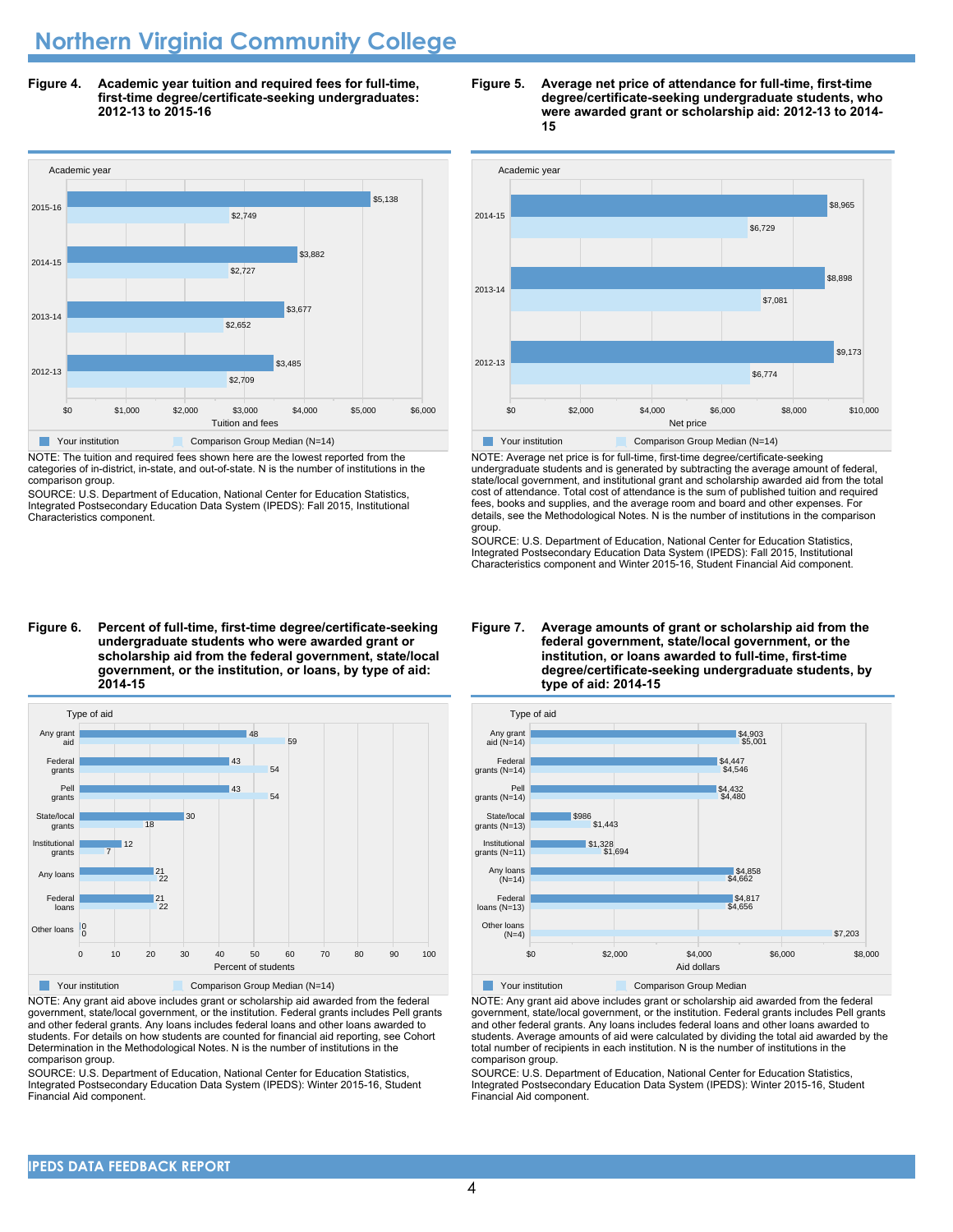# Northern Virginia Community College

**Figure 4. Academic year tuition and required fees for full-time, first-time degree/certificate-seeking undergraduates: 2012-13 to 2015-16**

| Academic year | Your institution | Comparison Group Median (N=14) |
|---|---|---|
| 2015-16 | $5,138 | $2,749 |
| 2014-15 | $3,882 | $2,727 |
| 2013-14 | $3,677 | $2,652 |
| 2012-13 | $3,485 | $2,709 |

NOTE: The tuition and required fees shown here are the lowest reported from the categories of in-district, in-state, and out-of-state. N is the number of institutions in the comparison group.

SOURCE: U.S. Department of Education, National Center for Education Statistics, Integrated Postsecondary Education Data System (IPEDS): Fall 2015, Institutional Characteristics component.

**Figure 5. Average net price of attendance for full-time, first-time degree/certificate-seeking undergraduate students, who were awarded grant or scholarship aid: 2012-13 to 2014-15**

| Academic year | Your institution | Comparison Group Median (N=14) |
|---|---|---|
| 2014-15 | $8,965 | $6,729 |
| 2013-14 | $8,898 | $7,081 |
| 2012-13 | $9,173 | $6,774 |

NOTE: Average net price is for full-time, first-time degree/certificate-seeking undergraduate students and is generated by subtracting the average amount of federal, state/local government, and institutional grant and scholarship awarded aid from the total cost of attendance. Total cost of attendance is the sum of published tuition and required fees, books and supplies, and the average room and board and other expenses. For details, see the Methodological Notes. N is the number of institutions in the comparison group.

SOURCE: U.S. Department of Education, National Center for Education Statistics, Integrated Postsecondary Education Data System (IPEDS): Fall 2015, Institutional Characteristics component and Winter 2015-16, Student Financial Aid component.

**Figure 6. Percent of full-time, first-time degree/certificate-seeking undergraduate students who were awarded grant or scholarship aid from the federal government, state/local government, or the institution, or loans, by type of aid: 2014-15**

| Type of aid | Your institution | Comparison Group Median (N=14) |
|---|---|---|
| Any grant aid | 48 | 59 |
| Federal grants | 43 | 54 |
| Pell grants | 43 | 54 |
| State/local grants | 30 | 18 |
| Institutional grants | 12 | 7 |
| Any loans | 21 | 22 |
| Federal loans | 21 | 22 |
| Other loans | 0 | 0 |

NOTE: Any grant aid above includes grant or scholarship aid awarded from the federal government, state/local government, or the institution. Federal grants includes Pell grants and other federal grants. Any loans includes federal loans and other loans awarded to students. For details on how students are counted for financial aid reporting, see Cohort Determination in the Methodological Notes. N is the number of institutions in the comparison group.

SOURCE: U.S. Department of Education, National Center for Education Statistics, Integrated Postsecondary Education Data System (IPEDS): Winter 2015-16, Student Financial Aid component.

**Figure 7. Average amounts of grant or scholarship aid from the federal government, state/local government, or the institution, or loans awarded to full-time, first-time degree/certificate-seeking undergraduate students, by type of aid: 2014-15**

| Type of aid | Your institution | Comparison Group Median |
|---|---|---|
| Any grant aid (N=14) | $4,903 | $5,001 |
| Federal grants (N=14) | $4,447 | $4,546 |
| Pell grants (N=14) | $4,432 | $4,480 |
| State/local grants (N=13) | $986 | $1,443 |
| Institutional grants (N=11) | $1,328 | $1,694 |
| Any loans (N=14) | $4,858 | $4,662 |
| Federal loans (N=13) | $4,817 | $4,656 |
| Other loans (N=4) | | $7,203 |

NOTE: Any grant aid above includes grant or scholarship aid awarded from the federal government, state/local government, or the institution. Federal grants includes Pell grants and other federal grants. Any loans includes federal loans and other loans awarded to students. Average amounts of aid were calculated by dividing the total aid awarded by the total number of recipients in each institution. N is the number of institutions in the comparison group.

SOURCE: U.S. Department of Education, National Center for Education Statistics, Integrated Postsecondary Education Data System (IPEDS): Winter 2015-16, Student Financial Aid component.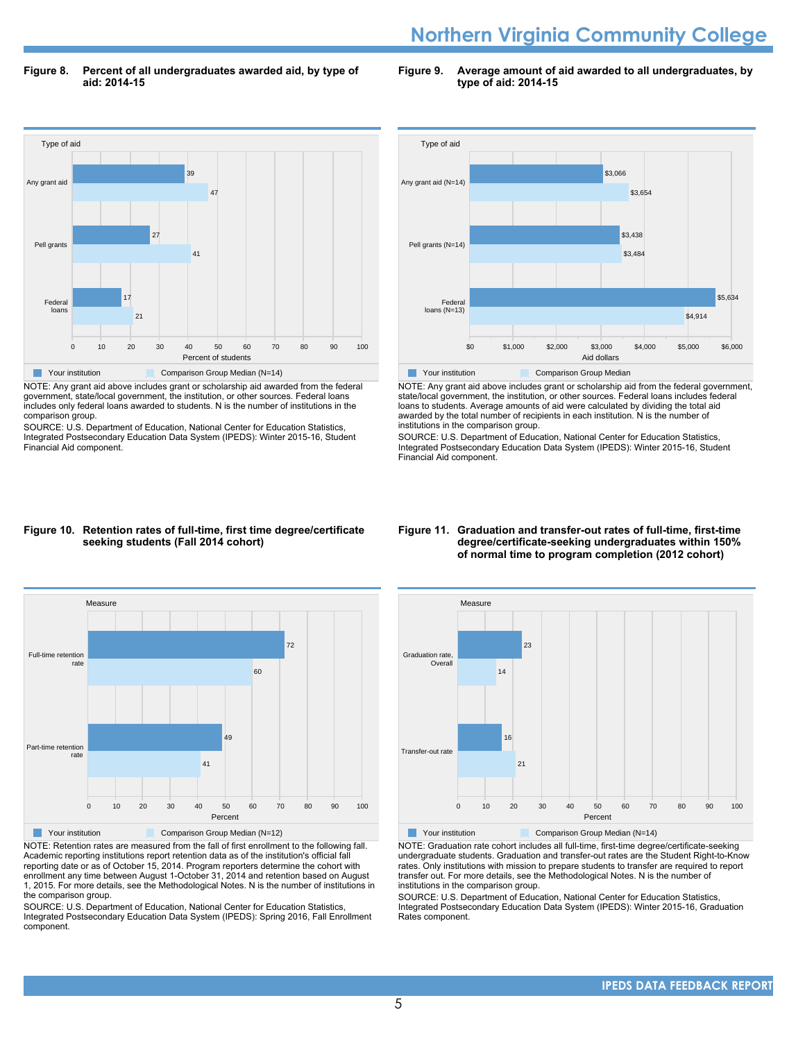**Figure 8. Percent of all undergraduates awarded aid, by type of aid: 2014-15**

| Type of aid | Your institution | Comparison Group Median (N=14) |
|---|---|---|
| Any grant aid | 39 | 47 |
| Pell grants | 27 | 41 |
| Federal loans | 17 | 21 |

Percent of students

NOTE: Any grant aid above includes grant or scholarship aid awarded from the federal government, state/local government, the institution, or other sources. Federal loans includes only federal loans awarded to students. N is the number of institutions in the comparison group.

SOURCE: U.S. Department of Education, National Center for Education Statistics, Integrated Postsecondary Education Data System (IPEDS): Winter 2015-16, Student Financial Aid component.

**Figure 9. Average amount of aid awarded to all undergraduates, by type of aid: 2014-15**

| Type of aid | Your institution | Comparison Group Median |
|---|---|---|
| Any grant aid (N=14) | $3,066 | $3,654 |
| Pell grants (N=14) | $3,438 | $3,484 |
| Federal loans (N=13) | $5,634 | $4,914 |

Aid dollars

NOTE: Any grant aid above includes grant or scholarship aid from the federal government, state/local government, the institution, or other sources. Federal loans includes federal loans to students. Average amounts of aid were calculated by dividing the total aid awarded by the total number of recipients in each institution. N is the number of institutions in the comparison group.

SOURCE: U.S. Department of Education, National Center for Education Statistics, Integrated Postsecondary Education Data System (IPEDS): Winter 2015-16, Student Financial Aid component.

**Figure 10. Retention rates of full-time, first time degree/certificate seeking students (Fall 2014 cohort)**

| Measure | Your institution | Comparison Group Median (N=12) |
|---|---|---|
| Full-time retention rate | 72 | 60 |
| Part-time retention rate | 49 | 41 |

Percent

NOTE: Retention rates are measured from the fall of first enrollment to the following fall. Academic reporting institutions report retention data as of the institution's official fall reporting date or as of October 15, 2014. Program reporters determine the cohort with enrollment any time between August 1-October 31, 2014 and retention based on August 1, 2015. For more details, see the Methodological Notes. N is the number of institutions in the comparison group.

SOURCE: U.S. Department of Education, National Center for Education Statistics, Integrated Postsecondary Education Data System (IPEDS): Spring 2016, Fall Enrollment component.

**Figure 11. Graduation and transfer-out rates of full-time, first-time degree/certificate-seeking undergraduates within 150% of normal time to program completion (2012 cohort)**

| Measure | Your institution | Comparison Group Median (N=14) |
|---|---|---|
| Graduation rate, Overall | 23 | 14 |
| Transfer-out rate | 16 | 21 |

Percent

NOTE: Graduation rate cohort includes all full-time, first-time degree/certificate-seeking undergraduate students. Graduation and transfer-out rates are the Student Right-to-Know rates. Only institutions with mission to prepare students to transfer are required to report transfer out. For more details, see the Methodological Notes. N is the number of institutions in the comparison group.

SOURCE: U.S. Department of Education, National Center for Education Statistics, Integrated Postsecondary Education Data System (IPEDS): Winter 2015-16, Graduation Rates component.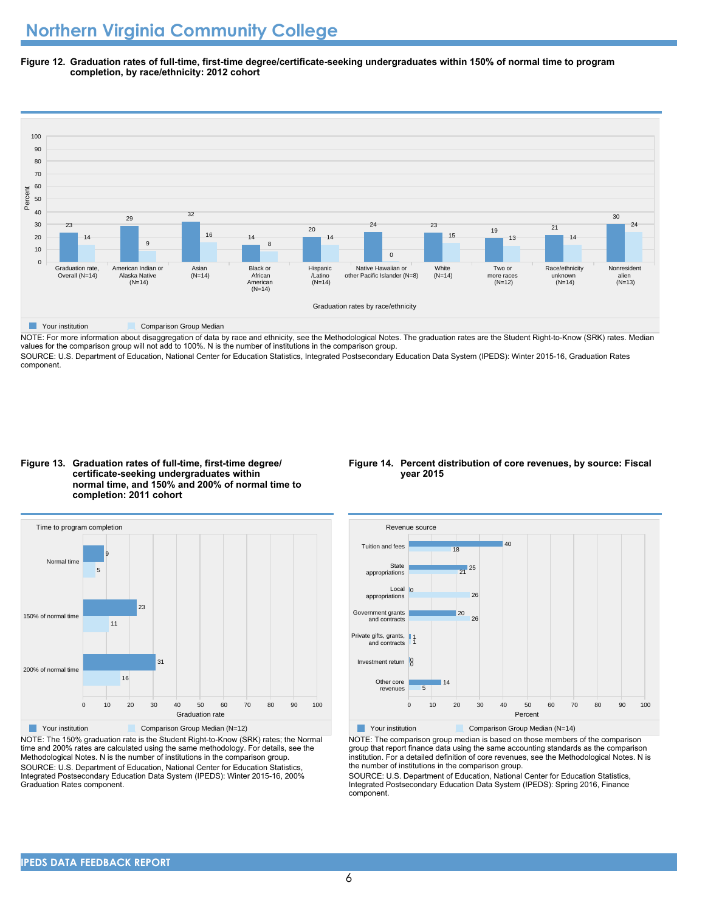# Northern Virginia Community College

**Figure 12. Graduation rates of full-time, first-time degree/certificate-seeking undergraduates within 150% of normal time to program completion, by race/ethnicity: 2012 cohort**

| Graduation rates by race/ethnicity | Your institution | Comparison Group Median |
|---|---|---|
| Graduation rate, Overall (N=14) | 23 | 14 |
| American Indian or Alaska Native (N=14) | 29 | 9 |
| Asian (N=14) | 32 | 16 |
| Black or African American (N=14) | 14 | 8 |
| Hispanic /Latino (N=14) | 20 | 14 |
| Native Hawaiian or other Pacific Islander (N=8) | 24 | 0 |
| White (N=14) | 23 | 15 |
| Two or more races (N=12) | 19 | 13 |
| Race/ethnicity unknown (N=14) | 21 | 14 |
| Nonresident alien (N=13) | 30 | 24 |

NOTE: For more information about disaggregation of data by race and ethnicity, see the Methodological Notes. The graduation rates are the Student Right-to-Know (SRK) rates. Median values for the comparison group will not add to 100%. N is the number of institutions in the comparison group.

SOURCE: U.S. Department of Education, National Center for Education Statistics, Integrated Postsecondary Education Data System (IPEDS): Winter 2015-16, Graduation Rates component.

**Figure 13. Graduation rates of full-time, first-time degree/ certificate-seeking undergraduates within normal time, and 150% and 200% of normal time to completion: 2011 cohort**

| Time to program completion | Your institution | Comparison Group Median (N=12) |
|---|---|---|
| Normal time | 9 | 5 |
| 150% of normal time | 23 | 11 |
| 200% of normal time | 31 | 16 |

NOTE: The 150% graduation rate is the Student Right-to-Know (SRK) rates; the Normal time and 200% rates are calculated using the same methodology. For details, see the Methodological Notes. N is the number of institutions in the comparison group.

SOURCE: U.S. Department of Education, National Center for Education Statistics, Integrated Postsecondary Education Data System (IPEDS): Winter 2015-16, 200% Graduation Rates component.

**Figure 14. Percent distribution of core revenues, by source: Fiscal year 2015**

| Revenue source | Your institution | Comparison Group Median (N=14) |
|---|---|---|
| Tuition and fees | 40 | 18 |
| State appropriations | 25 | 21 |
| Local appropriations | 0 | 26 |
| Government grants and contracts | 20 | 26 |
| Private gifts, grants, and contracts | 1 | 1 |
| Investment return | 0 | 0 |
| Other core revenues | 14 | 5 |

NOTE: The comparison group median is based on those members of the comparison group that report finance data using the same accounting standards as the comparison institution. For a detailed definition of core revenues, see the Methodological Notes. N is the number of institutions in the comparison group.

SOURCE: U.S. Department of Education, National Center for Education Statistics, Integrated Postsecondary Education Data System (IPEDS): Spring 2016, Finance component.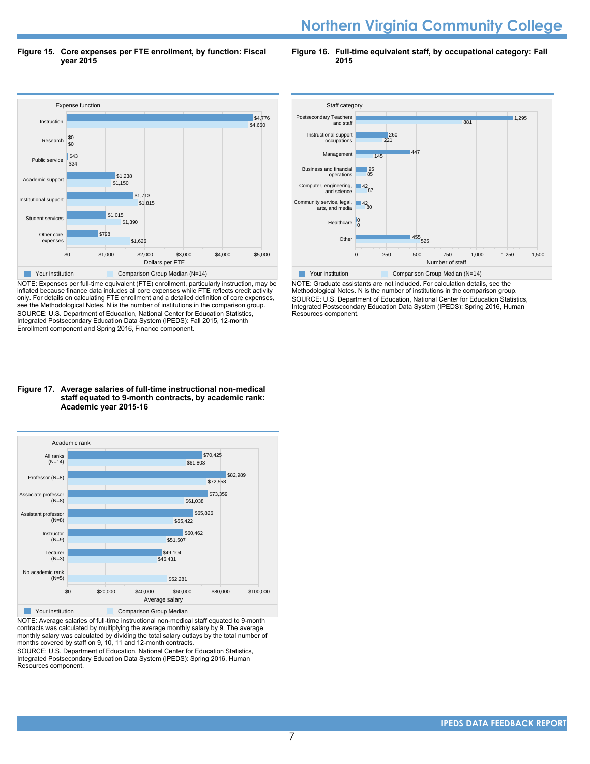## Figure 15. Core expenses per FTE enrollment, by function: Fiscal year 2015

| Expense function | Your institution | Comparison Group Median (N=14) |
|---|---|---|
| Instruction | $4,776 | $4,660 |
| Research | $0 | $0 |
| Public service | $43 | $24 |
| Academic support | $1,238 | $1,150 |
| Institutional support | $1,713 | $1,815 |
| Student services | $1,015 | $1,390 |
| Other core expenses | $798 | $1,626 |

Dollars per FTE

NOTE: Expenses per full-time equivalent (FTE) enrollment, particularly instruction, may be inflated because finance data includes all core expenses while FTE reflects credit activity only. For details on calculating FTE enrollment and a detailed definition of core expenses, see the Methodological Notes. N is the number of institutions in the comparison group.
SOURCE: U.S. Department of Education, National Center for Education Statistics, Integrated Postsecondary Education Data System (IPEDS): Fall 2015, 12-month Enrollment component and Spring 2016, Finance component.

## Figure 16. Full-time equivalent staff, by occupational category: Fall 2015

| Staff category | Your institution | Comparison Group Median (N=14) |
|---|---|---|
| Postsecondary Teachers and staff | 1,295 | 881 |
| Instructional support occupations | 260 | 221 |
| Management | 447 | 145 |
| Business and financial operations | 95 | 85 |
| Computer, engineering, and science | 42 | 87 |
| Community service, legal, arts, and media | 42 | 80 |
| Healthcare | 0 | 0 |
| Other | 455 | 525 |

Number of staff

NOTE: Graduate assistants are not included. For calculation details, see the Methodological Notes. N is the number of institutions in the comparison group.
SOURCE: U.S. Department of Education, National Center for Education Statistics, Integrated Postsecondary Education Data System (IPEDS): Spring 2016, Human Resources component.

## Figure 17. Average salaries of full-time instructional non-medical staff equated to 9-month contracts, by academic rank: Academic year 2015-16

| Academic rank | Your institution | Comparison Group Median |
|---|---|---|
| All ranks (N=14) | $70,425 | $61,803 |
| Professor (N=8) | $82,989 | $72,558 |
| Associate professor (N=8) | $73,359 | $61,038 |
| Assistant professor (N=8) | $65,826 | $55,422 |
| Instructor (N=9) | $60,462 | $51,507 |
| Lecturer (N=3) | $49,104 | $46,431 |
| No academic rank (N=5) | | $52,281 |

Average salary

NOTE: Average salaries of full-time instructional non-medical staff equated to 9-month contracts was calculated by multiplying the average monthly salary by 9. The average monthly salary was calculated by dividing the total salary outlays by the total number of months covered by staff on 9, 10, 11 and 12-month contracts.
SOURCE: U.S. Department of Education, National Center for Education Statistics, Integrated Postsecondary Education Data System (IPEDS): Spring 2016, Human Resources component.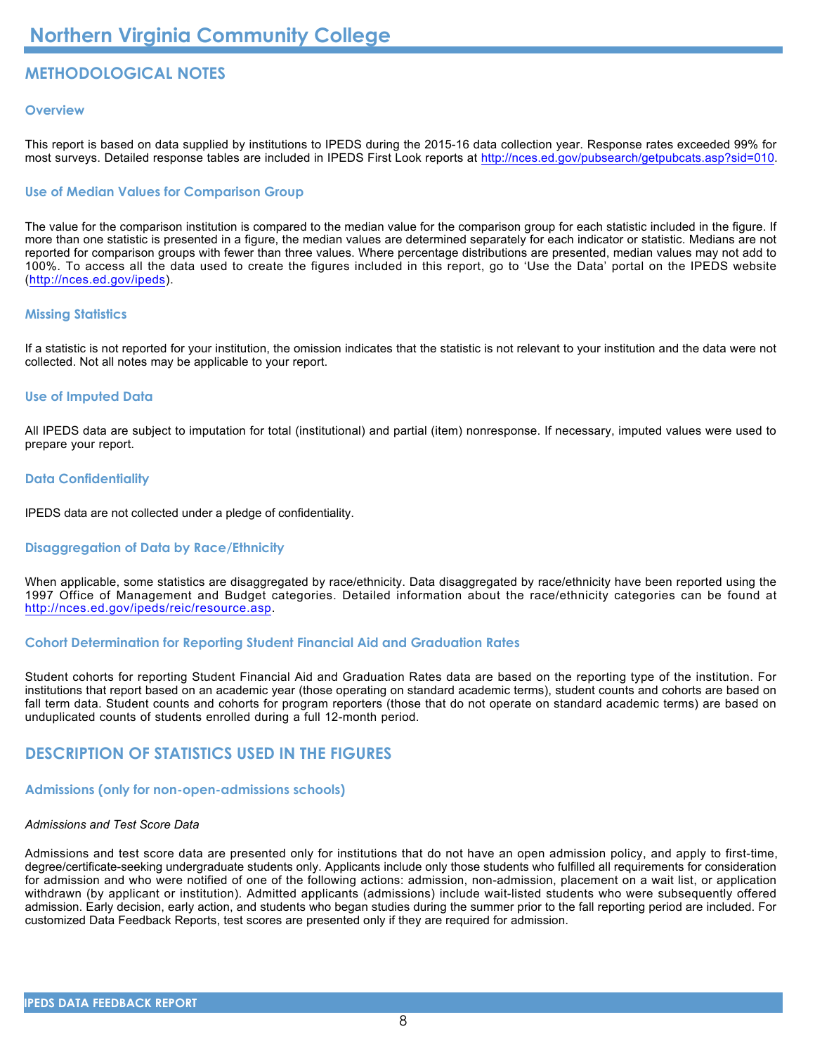# Northern Virginia Community College

## METHODOLOGICAL NOTES

### Overview

This report is based on data supplied by institutions to IPEDS during the 2015-16 data collection year. Response rates exceeded 99% for most surveys. Detailed response tables are included in IPEDS First Look reports at http://nces.ed.gov/pubsearch/getpubcats.asp?sid=010.

### Use of Median Values for Comparison Group

The value for the comparison institution is compared to the median value for the comparison group for each statistic included in the figure. If more than one statistic is presented in a figure, the median values are determined separately for each indicator or statistic. Medians are not reported for comparison groups with fewer than three values. Where percentage distributions are presented, median values may not add to 100%. To access all the data used to create the figures included in this report, go to 'Use the Data' portal on the IPEDS website (http://nces.ed.gov/ipeds).

### Missing Statistics

If a statistic is not reported for your institution, the omission indicates that the statistic is not relevant to your institution and the data were not collected. Not all notes may be applicable to your report.

### Use of Imputed Data

All IPEDS data are subject to imputation for total (institutional) and partial (item) nonresponse. If necessary, imputed values were used to prepare your report.

### Data Confidentiality

IPEDS data are not collected under a pledge of confidentiality.

### Disaggregation of Data by Race/Ethnicity

When applicable, some statistics are disaggregated by race/ethnicity. Data disaggregated by race/ethnicity have been reported using the 1997 Office of Management and Budget categories. Detailed information about the race/ethnicity categories can be found at http://nces.ed.gov/ipeds/reic/resource.asp.

### Cohort Determination for Reporting Student Financial Aid and Graduation Rates

Student cohorts for reporting Student Financial Aid and Graduation Rates data are based on the reporting type of the institution. For institutions that report based on an academic year (those operating on standard academic terms), student counts and cohorts are based on fall term data. Student counts and cohorts for program reporters (those that do not operate on standard academic terms) are based on unduplicated counts of students enrolled during a full 12-month period.

## DESCRIPTION OF STATISTICS USED IN THE FIGURES

### Admissions (only for non-open-admissions schools)

*Admissions and Test Score Data*

Admissions and test score data are presented only for institutions that do not have an open admission policy, and apply to first-time, degree/certificate-seeking undergraduate students only. Applicants include only those students who fulfilled all requirements for consideration for admission and who were notified of one of the following actions: admission, non-admission, placement on a wait list, or application withdrawn (by applicant or institution). Admitted applicants (admissions) include wait-listed students who were subsequently offered admission. Early decision, early action, and students who began studies during the summer prior to the fall reporting period are included. For customized Data Feedback Reports, test scores are presented only if they are required for admission.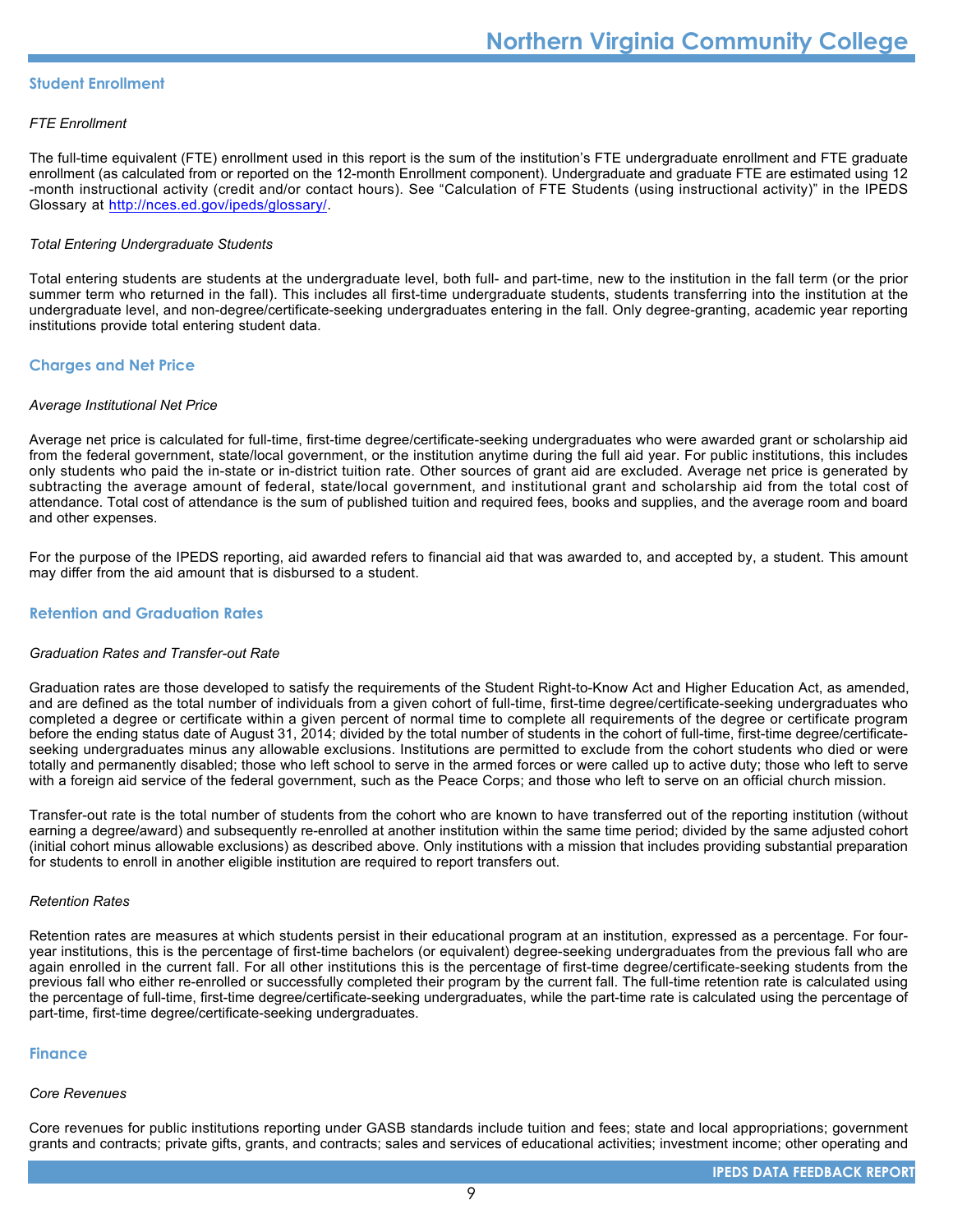## Student Enrollment

*FTE Enrollment*

The full-time equivalent (FTE) enrollment used in this report is the sum of the institution's FTE undergraduate enrollment and FTE graduate enrollment (as calculated from or reported on the 12-month Enrollment component). Undergraduate and graduate FTE are estimated using 12-month instructional activity (credit and/or contact hours). See "Calculation of FTE Students (using instructional activity)" in the IPEDS Glossary at http://nces.ed.gov/ipeds/glossary/.

*Total Entering Undergraduate Students*

Total entering students are students at the undergraduate level, both full- and part-time, new to the institution in the fall term (or the prior summer term who returned in the fall). This includes all first-time undergraduate students, students transferring into the institution at the undergraduate level, and non-degree/certificate-seeking undergraduates entering in the fall. Only degree-granting, academic year reporting institutions provide total entering student data.

## Charges and Net Price

*Average Institutional Net Price*

Average net price is calculated for full-time, first-time degree/certificate-seeking undergraduates who were awarded grant or scholarship aid from the federal government, state/local government, or the institution anytime during the full aid year. For public institutions, this includes only students who paid the in-state or in-district tuition rate. Other sources of grant aid are excluded. Average net price is generated by subtracting the average amount of federal, state/local government, and institutional grant and scholarship aid from the total cost of attendance. Total cost of attendance is the sum of published tuition and required fees, books and supplies, and the average room and board and other expenses.

For the purpose of the IPEDS reporting, aid awarded refers to financial aid that was awarded to, and accepted by, a student. This amount may differ from the aid amount that is disbursed to a student.

## Retention and Graduation Rates

*Graduation Rates and Transfer-out Rate*

Graduation rates are those developed to satisfy the requirements of the Student Right-to-Know Act and Higher Education Act, as amended, and are defined as the total number of individuals from a given cohort of full-time, first-time degree/certificate-seeking undergraduates who completed a degree or certificate within a given percent of normal time to complete all requirements of the degree or certificate program before the ending status date of August 31, 2014; divided by the total number of students in the cohort of full-time, first-time degree/certificate-seeking undergraduates minus any allowable exclusions. Institutions are permitted to exclude from the cohort students who died or were totally and permanently disabled; those who left school to serve in the armed forces or were called up to active duty; those who left to serve with a foreign aid service of the federal government, such as the Peace Corps; and those who left to serve on an official church mission.

Transfer-out rate is the total number of students from the cohort who are known to have transferred out of the reporting institution (without earning a degree/award) and subsequently re-enrolled at another institution within the same time period; divided by the same adjusted cohort (initial cohort minus allowable exclusions) as described above. Only institutions with a mission that includes providing substantial preparation for students to enroll in another eligible institution are required to report transfers out.

*Retention Rates*

Retention rates are measures at which students persist in their educational program at an institution, expressed as a percentage. For four-year institutions, this is the percentage of first-time bachelors (or equivalent) degree-seeking undergraduates from the previous fall who are again enrolled in the current fall. For all other institutions this is the percentage of first-time degree/certificate-seeking students from the previous fall who either re-enrolled or successfully completed their program by the current fall. The full-time retention rate is calculated using the percentage of full-time, first-time degree/certificate-seeking undergraduates, while the part-time rate is calculated using the percentage of part-time, first-time degree/certificate-seeking undergraduates.

## Finance

*Core Revenues*

Core revenues for public institutions reporting under GASB standards include tuition and fees; state and local appropriations; government grants and contracts; private gifts, grants, and contracts; sales and services of educational activities; investment income; other operating and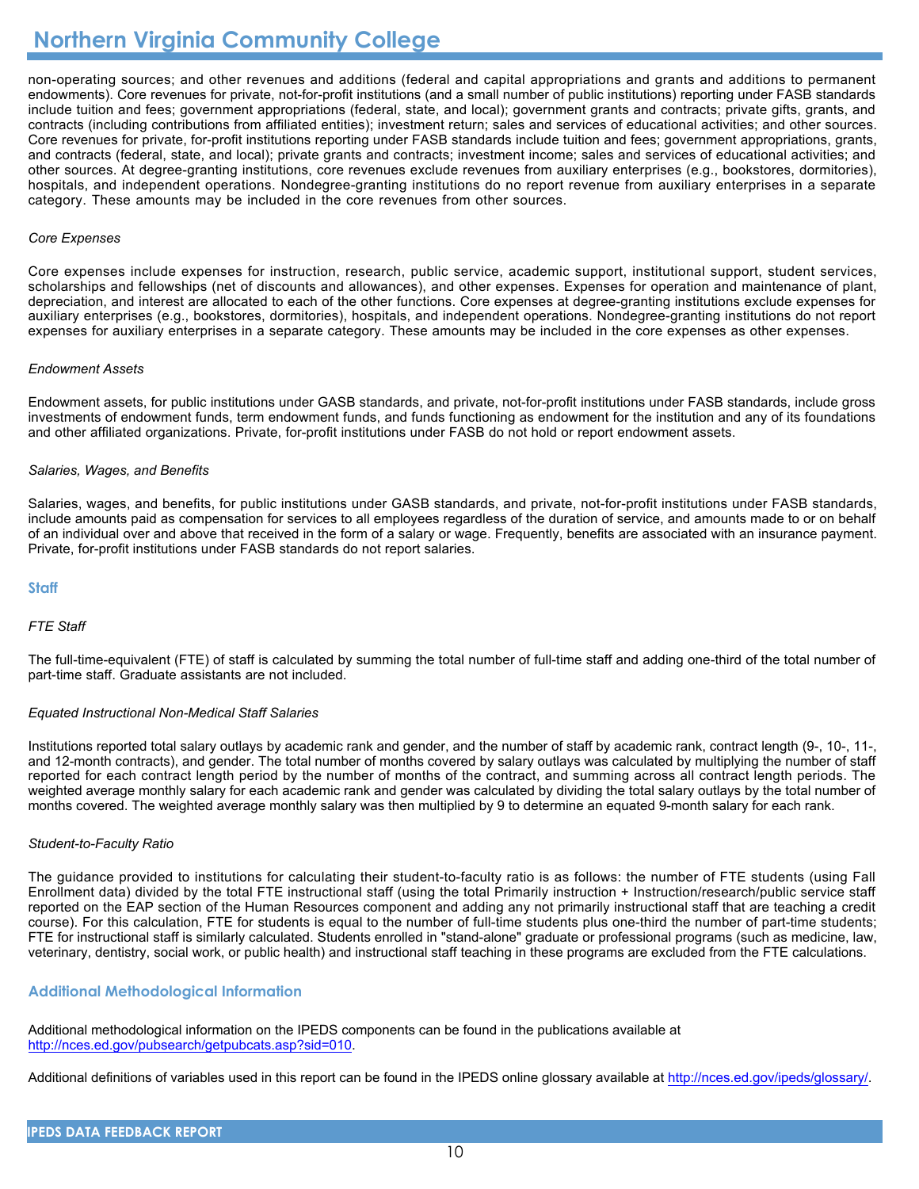non-operating sources; and other revenues and additions (federal and capital appropriations and grants and additions to permanent endowments). Core revenues for private, not-for-profit institutions (and a small number of public institutions) reporting under FASB standards include tuition and fees; government appropriations (federal, state, and local); government grants and contracts; private gifts, grants, and contracts (including contributions from affiliated entities); investment return; sales and services of educational activities; and other sources. Core revenues for private, for-profit institutions reporting under FASB standards include tuition and fees; government appropriations, grants, and contracts (federal, state, and local); private grants and contracts; investment income; sales and services of educational activities; and other sources. At degree-granting institutions, core revenues exclude revenues from auxiliary enterprises (e.g., bookstores, dormitories), hospitals, and independent operations. Nondegree-granting institutions do no report revenue from auxiliary enterprises in a separate category. These amounts may be included in the core revenues from other sources.

*Core Expenses*

Core expenses include expenses for instruction, research, public service, academic support, institutional support, student services, scholarships and fellowships (net of discounts and allowances), and other expenses. Expenses for operation and maintenance of plant, depreciation, and interest are allocated to each of the other functions. Core expenses at degree-granting institutions exclude expenses for auxiliary enterprises (e.g., bookstores, dormitories), hospitals, and independent operations. Nondegree-granting institutions do not report expenses for auxiliary enterprises in a separate category. These amounts may be included in the core expenses as other expenses.

*Endowment Assets*

Endowment assets, for public institutions under GASB standards, and private, not-for-profit institutions under FASB standards, include gross investments of endowment funds, term endowment funds, and funds functioning as endowment for the institution and any of its foundations and other affiliated organizations. Private, for-profit institutions under FASB do not hold or report endowment assets.

*Salaries, Wages, and Benefits*

Salaries, wages, and benefits, for public institutions under GASB standards, and private, not-for-profit institutions under FASB standards, include amounts paid as compensation for services to all employees regardless of the duration of service, and amounts made to or on behalf of an individual over and above that received in the form of a salary or wage. Frequently, benefits are associated with an insurance payment. Private, for-profit institutions under FASB standards do not report salaries.

## Staff

*FTE Staff*

The full-time-equivalent (FTE) of staff is calculated by summing the total number of full-time staff and adding one-third of the total number of part-time staff. Graduate assistants are not included.

*Equated Instructional Non-Medical Staff Salaries*

Institutions reported total salary outlays by academic rank and gender, and the number of staff by academic rank, contract length (9-, 10-, 11-, and 12-month contracts), and gender. The total number of months covered by salary outlays was calculated by multiplying the number of staff reported for each contract length period by the number of months of the contract, and summing across all contract length periods. The weighted average monthly salary for each academic rank and gender was calculated by dividing the total salary outlays by the total number of months covered. The weighted average monthly salary was then multiplied by 9 to determine an equated 9-month salary for each rank.

*Student-to-Faculty Ratio*

The guidance provided to institutions for calculating their student-to-faculty ratio is as follows: the number of FTE students (using Fall Enrollment data) divided by the total FTE instructional staff (using the total Primarily instruction + Instruction/research/public service staff reported on the EAP section of the Human Resources component and adding any not primarily instructional staff that are teaching a credit course). For this calculation, FTE for students is equal to the number of full-time students plus one-third the number of part-time students; FTE for instructional staff is similarly calculated. Students enrolled in "stand-alone" graduate or professional programs (such as medicine, law, veterinary, dentistry, social work, or public health) and instructional staff teaching in these programs are excluded from the FTE calculations.

## Additional Methodological Information

Additional methodological information on the IPEDS components can be found in the publications available at http://nces.ed.gov/pubsearch/getpubcats.asp?sid=010.

Additional definitions of variables used in this report can be found in the IPEDS online glossary available at http://nces.ed.gov/ipeds/glossary/.